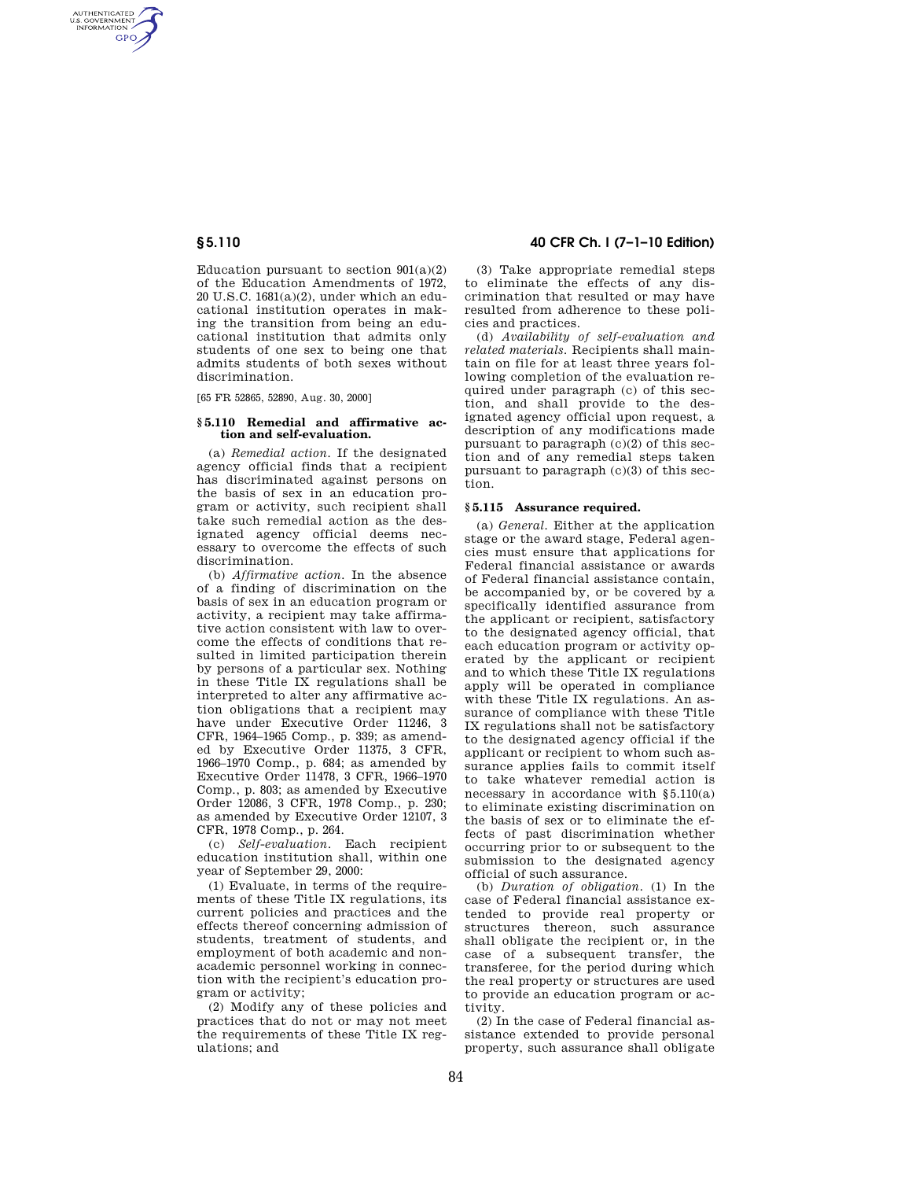Education pursuant to section 901(a)(2) of the Education Amendments of 1972, 20 U.S.C. 1681(a)(2), under which an educational institution operates in making the transition from being an educational institution that admits only students of one sex to being one that admits students of both sexes without discrimination.

[65 FR 52865, 52890, Aug. 30, 2000]

### § 5.110 Remedial and affirmative action and self-evaluation.

(a) *Remedial action.* If the designated agency official finds that a recipient has discriminated against persons on the basis of sex in an education program or activity, such recipient shall take such remedial action as the designated agency official deems necessary to overcome the effects of such discrimination.

(b) *Affirmative action.* In the absence of a finding of discrimination on the basis of sex in an education program or activity, a recipient may take affirmative action consistent with law to overcome the effects of conditions that resulted in limited participation therein by persons of a particular sex. Nothing in these Title IX regulations shall be interpreted to alter any affirmative action obligations that a recipient may have under Executive Order 11246, 3 CFR, 1964–1965 Comp., p. 339; as amended by Executive Order 11375, 3 CFR, 1966–1970 Comp., p. 684; as amended by Executive Order 11478, 3 CFR, 1966–1970 Comp., p. 803; as amended by Executive Order 12086, 3 CFR, 1978 Comp., p. 230; as amended by Executive Order 12107, 3 CFR, 1978 Comp., p. 264.

(c) *Self-evaluation.* Each recipient education institution shall, within one year of September 29, 2000:

(1) Evaluate, in terms of the requirements of these Title IX regulations, its current policies and practices and the effects thereof concerning admission of students, treatment of students, and employment of both academic and non-academic personnel working in connection with the recipient's education program or activity;

(2) Modify any of these policies and practices that do not or may not meet the requirements of these Title IX regulations; and

(3) Take appropriate remedial steps to eliminate the effects of any discrimination that resulted or may have resulted from adherence to these policies and practices.

(d) *Availability of self-evaluation and related materials.* Recipients shall maintain on file for at least three years following completion of the evaluation required under paragraph (c) of this section, and shall provide to the designated agency official upon request, a description of any modifications made pursuant to paragraph (c)(2) of this section and of any remedial steps taken pursuant to paragraph (c)(3) of this section.

### § 5.115 Assurance required.

(a) *General.* Either at the application stage or the award stage, Federal agencies must ensure that applications for Federal financial assistance or awards of Federal financial assistance contain, be accompanied by, or be covered by a specifically identified assurance from the applicant or recipient, satisfactory to the designated agency official, that each education program or activity operated by the applicant or recipient and to which these Title IX regulations apply will be operated in compliance with these Title IX regulations. An assurance of compliance with these Title IX regulations shall not be satisfactory to the designated agency official if the applicant or recipient to whom such assurance applies fails to commit itself to take whatever remedial action is necessary in accordance with §5.110(a) to eliminate existing discrimination on the basis of sex or to eliminate the effects of past discrimination whether occurring prior to or subsequent to the submission to the designated agency official of such assurance.

(b) *Duration of obligation.* (1) In the case of Federal financial assistance extended to provide real property or structures thereon, such assurance shall obligate the recipient or, in the case of a subsequent transfer, the transferee, for the period during which the real property or structures are used to provide an education program or activity.

(2) In the case of Federal financial assistance extended to provide personal property, such assurance shall obligate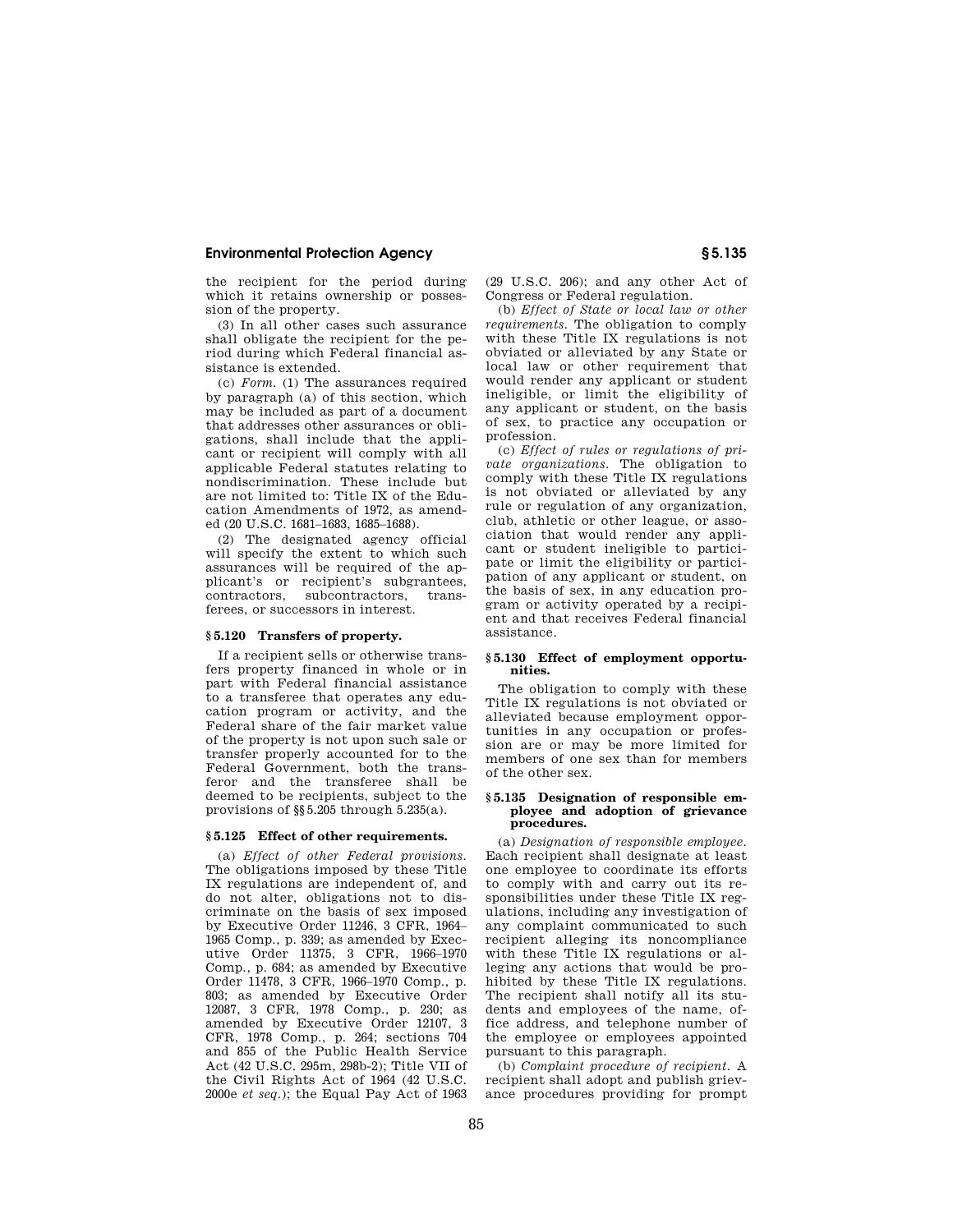the recipient for the period during which it retains ownership or possession of the property.

(3) In all other cases such assurance shall obligate the recipient for the period during which Federal financial assistance is extended.

(c) *Form.* (1) The assurances required by paragraph (a) of this section, which may be included as part of a document that addresses other assurances or obligations, shall include that the applicant or recipient will comply with all applicable Federal statutes relating to nondiscrimination. These include but are not limited to: Title IX of the Education Amendments of 1972, as amended (20 U.S.C. 1681–1683, 1685–1688).

(2) The designated agency official will specify the extent to which such assurances will be required of the applicant's or recipient's subgrantees, contractors, subcontractors, transferees, or successors in interest.

### § 5.120 Transfers of property.

If a recipient sells or otherwise transfers property financed in whole or in part with Federal financial assistance to a transferee that operates any education program or activity, and the Federal share of the fair market value of the property is not upon such sale or transfer properly accounted for to the Federal Government, both the transferor and the transferee shall be deemed to be recipients, subject to the provisions of §§ 5.205 through 5.235(a).

### § 5.125 Effect of other requirements.

(a) *Effect of other Federal provisions.* The obligations imposed by these Title IX regulations are independent of, and do not alter, obligations not to discriminate on the basis of sex imposed by Executive Order 11246, 3 CFR, 1964–1965 Comp., p. 339; as amended by Executive Order 11375, 3 CFR, 1966–1970 Comp., p. 684; as amended by Executive Order 11478, 3 CFR, 1966–1970 Comp., p. 803; as amended by Executive Order 12087, 3 CFR, 1978 Comp., p. 230; as amended by Executive Order 12107, 3 CFR, 1978 Comp., p. 264; sections 704 and 855 of the Public Health Service Act (42 U.S.C. 295m, 298b-2); Title VII of the Civil Rights Act of 1964 (42 U.S.C. 2000e *et seq.*); the Equal Pay Act of 1963 (29 U.S.C. 206); and any other Act of Congress or Federal regulation.

(b) *Effect of State or local law or other requirements.* The obligation to comply with these Title IX regulations is not obviated or alleviated by any State or local law or other requirement that would render any applicant or student ineligible, or limit the eligibility of any applicant or student, on the basis of sex, to practice any occupation or profession.

(c) *Effect of rules or regulations of private organizations.* The obligation to comply with these Title IX regulations is not obviated or alleviated by any rule or regulation of any organization, club, athletic or other league, or association that would render any applicant or student ineligible to participate or limit the eligibility or participation of any applicant or student, on the basis of sex, in any education program or activity operated by a recipient and that receives Federal financial assistance.

### § 5.130 Effect of employment opportunities.

The obligation to comply with these Title IX regulations is not obviated or alleviated because employment opportunities in any occupation or profession are or may be more limited for members of one sex than for members of the other sex.

### § 5.135 Designation of responsible employee and adoption of grievance procedures.

(a) *Designation of responsible employee.* Each recipient shall designate at least one employee to coordinate its efforts to comply with and carry out its responsibilities under these Title IX regulations, including any investigation of any complaint communicated to such recipient alleging its noncompliance with these Title IX regulations or alleging any actions that would be prohibited by these Title IX regulations. The recipient shall notify all its students and employees of the name, office address, and telephone number of the employee or employees appointed pursuant to this paragraph.

(b) *Complaint procedure of recipient.* A recipient shall adopt and publish grievance procedures providing for prompt